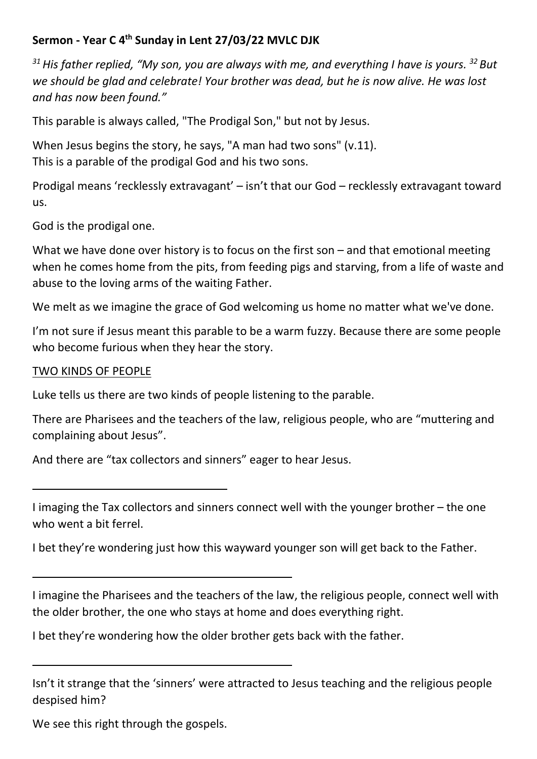**Sermon - Year C 4th Sunday in Lent 27/03/22 MVLC DJK**

*[31] His father replied, "My son, you are always with me, and everything I have is yours. [32] But we should be glad and celebrate! Your brother was dead, but he is now alive. He was lost and has now been found."*

This parable is always called, "The Prodigal Son," but not by Jesus.

When Jesus begins the story, he says, "A man had two sons" (v.11).
This is a parable of the prodigal God and his two sons.

Prodigal means 'recklessly extravagant' – isn't that our God – recklessly extravagant toward us.

God is the prodigal one.

What we have done over history is to focus on the first son – and that emotional meeting when he comes home from the pits, from feeding pigs and starving, from a life of waste and abuse to the loving arms of the waiting Father.

We melt as we imagine the grace of God welcoming us home no matter what we've done.

I'm not sure if Jesus meant this parable to be a warm fuzzy. Because there are some people who become furious when they hear the story.

<u>TWO KINDS OF PEOPLE</u>

Luke tells us there are two kinds of people listening to the parable.

There are Pharisees and the teachers of the law, religious people, who are "muttering and complaining about Jesus".

And there are "tax collectors and sinners" eager to hear Jesus.

---

I imaging the Tax collectors and sinners connect well with the younger brother – the one who went a bit ferrel.

I bet they're wondering just how this wayward younger son will get back to the Father.

---

I imagine the Pharisees and the teachers of the law, the religious people, connect well with the older brother, the one who stays at home and does everything right.

I bet they're wondering how the older brother gets back with the father.

---

Isn't it strange that the 'sinners' were attracted to Jesus teaching and the religious people despised him?

We see this right through the gospels.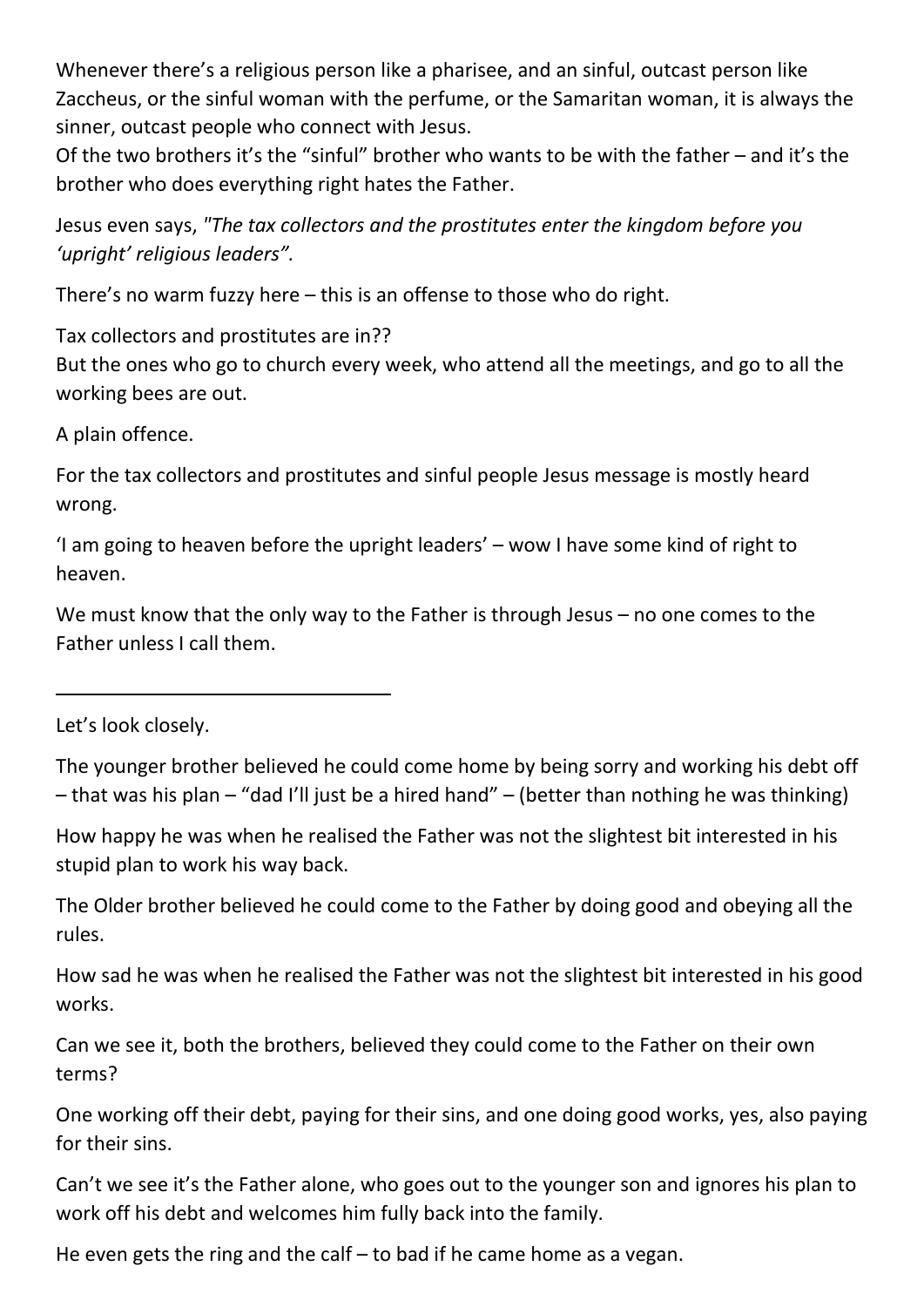Whenever there's a religious person like a pharisee, and an sinful, outcast person like Zaccheus, or the sinful woman with the perfume, or the Samaritan woman, it is always the sinner, outcast people who connect with Jesus.
Of the two brothers it's the "sinful" brother who wants to be with the father – and it's the brother who does everything right hates the Father.

Jesus even says, *"The tax collectors and the prostitutes enter the kingdom before you 'upright' religious leaders".*

There's no warm fuzzy here – this is an offense to those who do right.

Tax collectors and prostitutes are in??
But the ones who go to church every week, who attend all the meetings, and go to all the working bees are out.

A plain offence.

For the tax collectors and prostitutes and sinful people Jesus message is mostly heard wrong.

'I am going to heaven before the upright leaders' – wow I have some kind of right to heaven.

We must know that the only way to the Father is through Jesus – no one comes to the Father unless I call them.

---

Let's look closely.

The younger brother believed he could come home by being sorry and working his debt off – that was his plan – "dad I'll just be a hired hand" – (better than nothing he was thinking)

How happy he was when he realised the Father was not the slightest bit interested in his stupid plan to work his way back.

The Older brother believed he could come to the Father by doing good and obeying all the rules.

How sad he was when he realised the Father was not the slightest bit interested in his good works.

Can we see it, both the brothers, believed they could come to the Father on their own terms?

One working off their debt, paying for their sins, and one doing good works, yes, also paying for their sins.

Can't we see it's the Father alone, who goes out to the younger son and ignores his plan to work off his debt and welcomes him fully back into the family.

He even gets the ring and the calf – to bad if he came home as a vegan.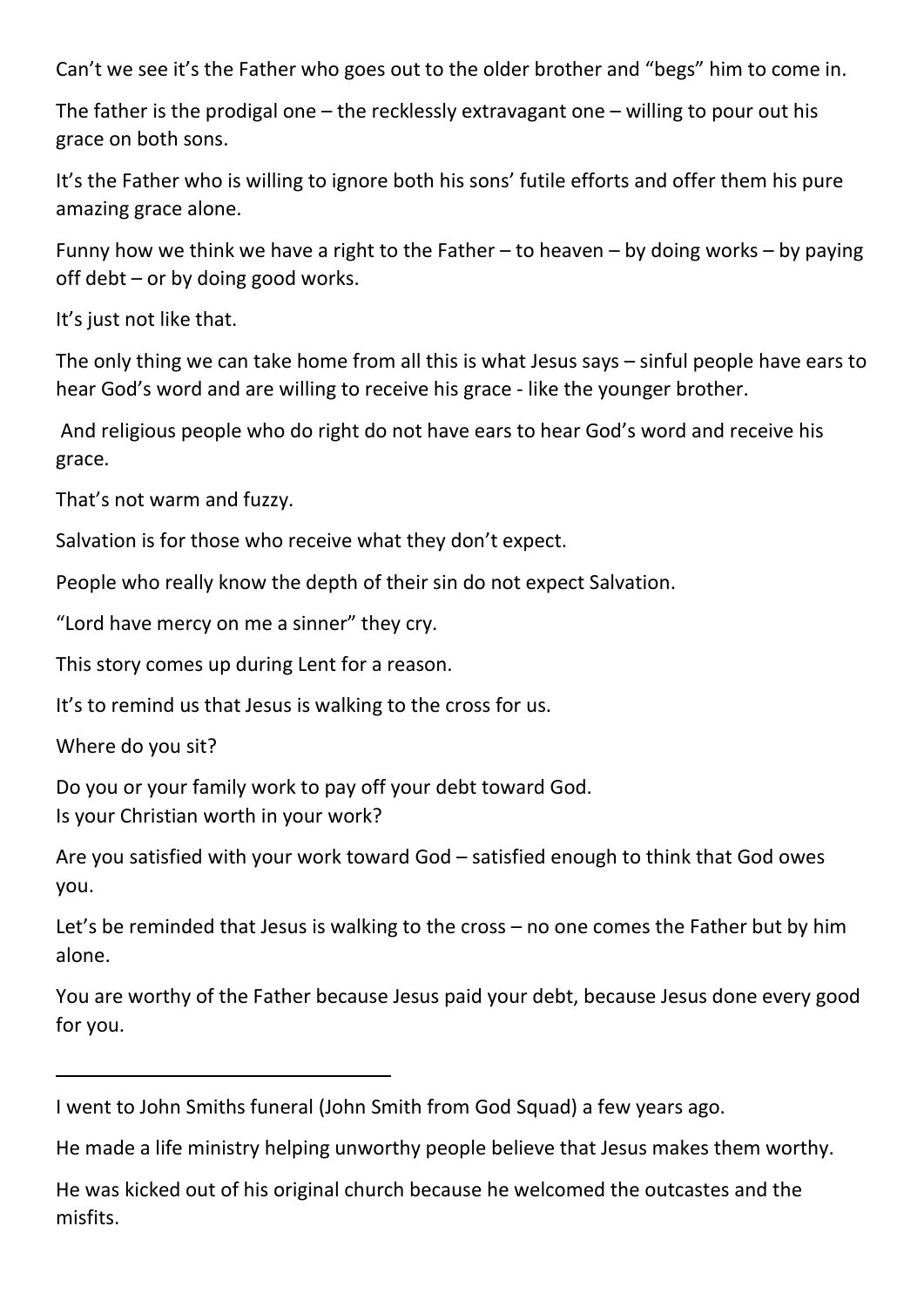Can't we see it's the Father who goes out to the older brother and "begs" him to come in.

The father is the prodigal one – the recklessly extravagant one – willing to pour out his grace on both sons.

It's the Father who is willing to ignore both his sons' futile efforts and offer them his pure amazing grace alone.

Funny how we think we have a right to the Father – to heaven – by doing works – by paying off debt – or by doing good works.

It's just not like that.

The only thing we can take home from all this is what Jesus says – sinful people have ears to hear God's word and are willing to receive his grace - like the younger brother.

And religious people who do right do not have ears to hear God's word and receive his grace.

That's not warm and fuzzy.

Salvation is for those who receive what they don't expect.

People who really know the depth of their sin do not expect Salvation.

"Lord have mercy on me a sinner" they cry.

This story comes up during Lent for a reason.

It's to remind us that Jesus is walking to the cross for us.

Where do you sit?

Do you or your family work to pay off your debt toward God.
Is your Christian worth in your work?

Are you satisfied with your work toward God – satisfied enough to think that God owes you.

Let's be reminded that Jesus is walking to the cross – no one comes the Father but by him alone.

You are worthy of the Father because Jesus paid your debt, because Jesus done every good for you.

---

I went to John Smiths funeral (John Smith from God Squad) a few years ago.

He made a life ministry helping unworthy people believe that Jesus makes them worthy.

He was kicked out of his original church because he welcomed the outcastes and the misfits.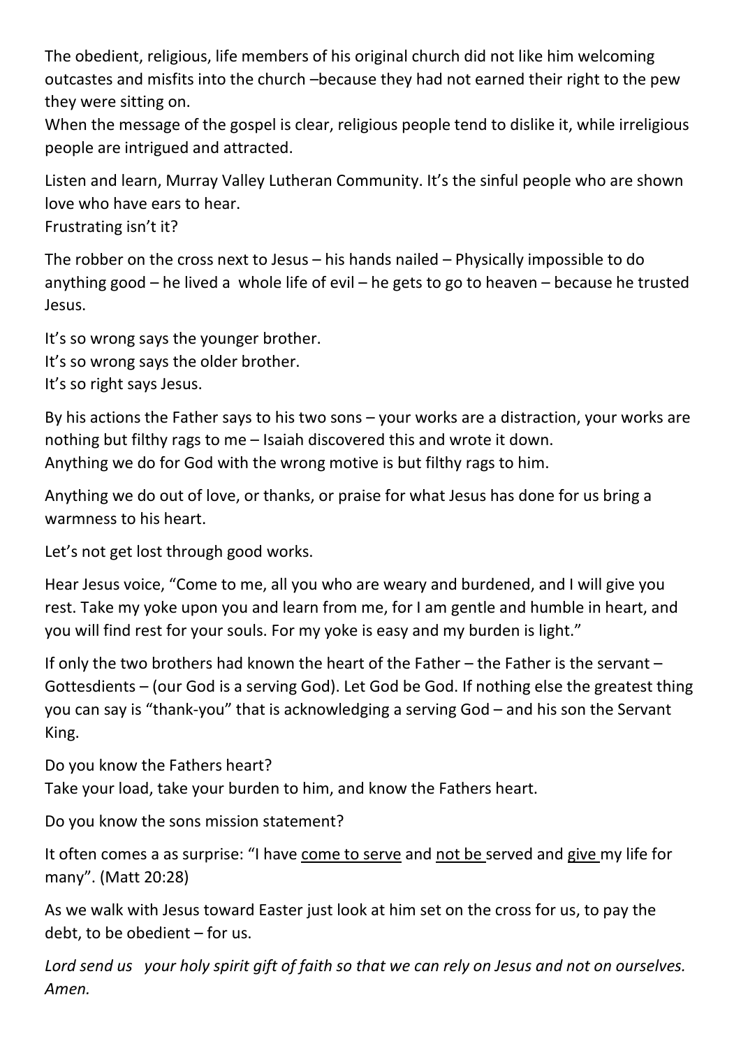The obedient, religious, life members of his original church did not like him welcoming outcastes and misfits into the church –because they had not earned their right to the pew they were sitting on.
When the message of the gospel is clear, religious people tend to dislike it, while irreligious people are intrigued and attracted.

Listen and learn, Murray Valley Lutheran Community. It's the sinful people who are shown love who have ears to hear.
Frustrating isn't it?

The robber on the cross next to Jesus – his hands nailed – Physically impossible to do anything good – he lived a whole life of evil – he gets to go to heaven – because he trusted Jesus.

It's so wrong says the younger brother.
It's so wrong says the older brother.
It's so right says Jesus.

By his actions the Father says to his two sons – your works are a distraction, your works are nothing but filthy rags to me – Isaiah discovered this and wrote it down.
Anything we do for God with the wrong motive is but filthy rags to him.

Anything we do out of love, or thanks, or praise for what Jesus has done for us bring a warmness to his heart.

Let's not get lost through good works.

Hear Jesus voice, "Come to me, all you who are weary and burdened, and I will give you rest. Take my yoke upon you and learn from me, for I am gentle and humble in heart, and you will find rest for your souls. For my yoke is easy and my burden is light."

If only the two brothers had known the heart of the Father – the Father is the servant – Gottesdients – (our God is a serving God). Let God be God. If nothing else the greatest thing you can say is "thank-you" that is acknowledging a serving God – and his son the Servant King.

Do you know the Fathers heart?
Take your load, take your burden to him, and know the Fathers heart.

Do you know the sons mission statement?

It often comes a as surprise: "I have <u>come to serve</u> and <u>not be </u>served and <u>give </u>my life for many". (Matt 20:28)

As we walk with Jesus toward Easter just look at him set on the cross for us, to pay the debt, to be obedient – for us.

*Lord send us your holy spirit gift of faith so that we can rely on Jesus and not on ourselves. Amen.*